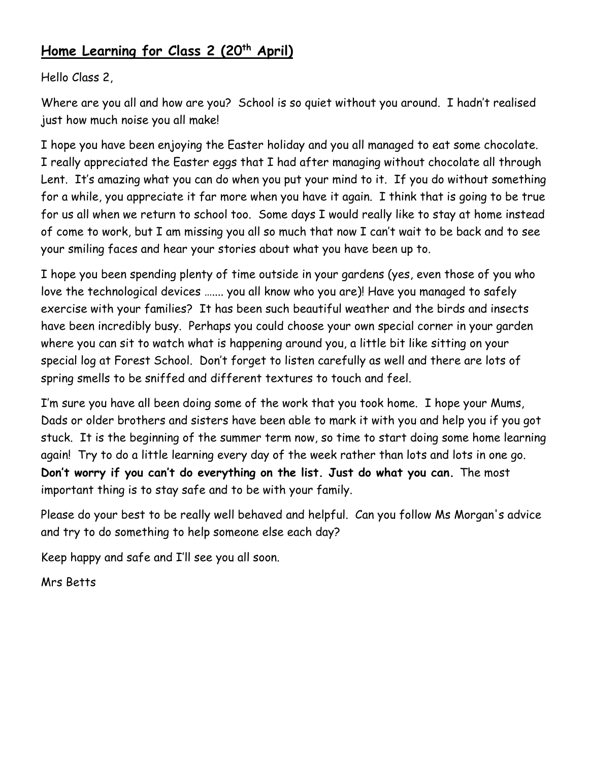## Home Learning for Class 2 (20th April)

Hello Class 2,

Where are you all and how are you? School is so quiet without you around. I hadn't realised just how much noise you all make!

I hope you have been enjoying the Easter holiday and you all managed to eat some chocolate. I really appreciated the Easter eggs that I had after managing without chocolate all through Lent. It's amazing what you can do when you put your mind to it. If you do without something for a while, you appreciate it far more when you have it again. I think that is going to be true for us all when we return to school too. Some days I would really like to stay at home instead of come to work, but I am missing you all so much that now I can't wait to be back and to see your smiling faces and hear your stories about what you have been up to.

I hope you been spending plenty of time outside in your gardens (yes, even those of you who love the technological devices ……. you all know who you are)! Have you managed to safely exercise with your families? It has been such beautiful weather and the birds and insects have been incredibly busy. Perhaps you could choose your own special corner in your garden where you can sit to watch what is happening around you, a little bit like sitting on your special log at Forest School. Don't forget to listen carefully as well and there are lots of spring smells to be sniffed and different textures to touch and feel.

I'm sure you have all been doing some of the work that you took home. I hope your Mums, Dads or older brothers and sisters have been able to mark it with you and help you if you got stuck. It is the beginning of the summer term now, so time to start doing some home learning again! Try to do a little learning every day of the week rather than lots and lots in one go. **Don't worry if you can't do everything on the list. Just do what you can.** The most important thing is to stay safe and to be with your family.

Please do your best to be really well behaved and helpful. Can you follow Ms Morgan's advice and try to do something to help someone else each day?

Keep happy and safe and I'll see you all soon.

Mrs Betts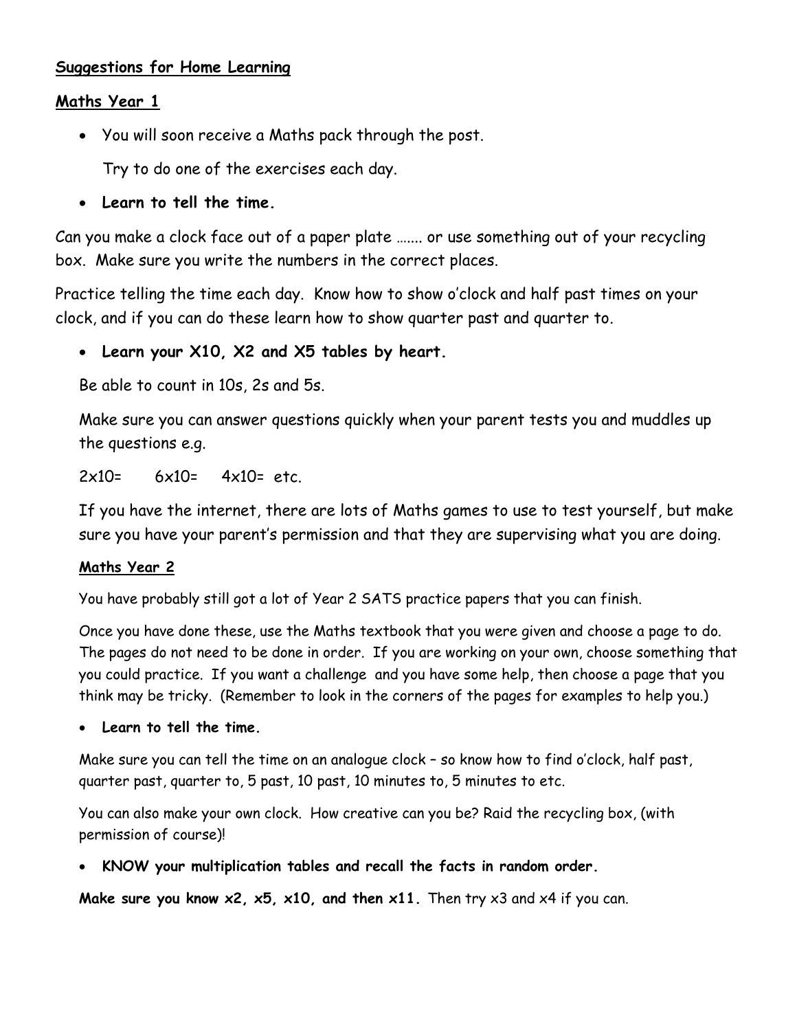**Suggestions for Home Learning**

**Maths Year 1**

- You will soon receive a Maths pack through the post.

  Try to do one of the exercises each day.

- **Learn to tell the time.**

Can you make a clock face out of a paper plate ……. or use something out of your recycling box. Make sure you write the numbers in the correct places.

Practice telling the time each day. Know how to show o'clock and half past times on your clock, and if you can do these learn how to show quarter past and quarter to.

- **Learn your X10, X2 and X5 tables by heart.**

  Be able to count in 10s, 2s and 5s.

  Make sure you can answer questions quickly when your parent tests you and muddles up the questions e.g.

  2x10=  6x10=  4x10= etc.

  If you have the internet, there are lots of Maths games to use to test yourself, but make sure you have your parent's permission and that they are supervising what you are doing.

**Maths Year 2**

You have probably still got a lot of Year 2 SATS practice papers that you can finish.

Once you have done these, use the Maths textbook that you were given and choose a page to do. The pages do not need to be done in order. If you are working on your own, choose something that you could practice. If you want a challenge and you have some help, then choose a page that you think may be tricky. (Remember to look in the corners of the pages for examples to help you.)

- **Learn to tell the time.**

Make sure you can tell the time on an analogue clock – so know how to find o'clock, half past, quarter past, quarter to, 5 past, 10 past, 10 minutes to, 5 minutes to etc.

You can also make your own clock. How creative can you be? Raid the recycling box, (with permission of course)!

- **KNOW your multiplication tables and recall the facts in random order.**

**Make sure you know x2, x5, x10, and then x11.** Then try x3 and x4 if you can.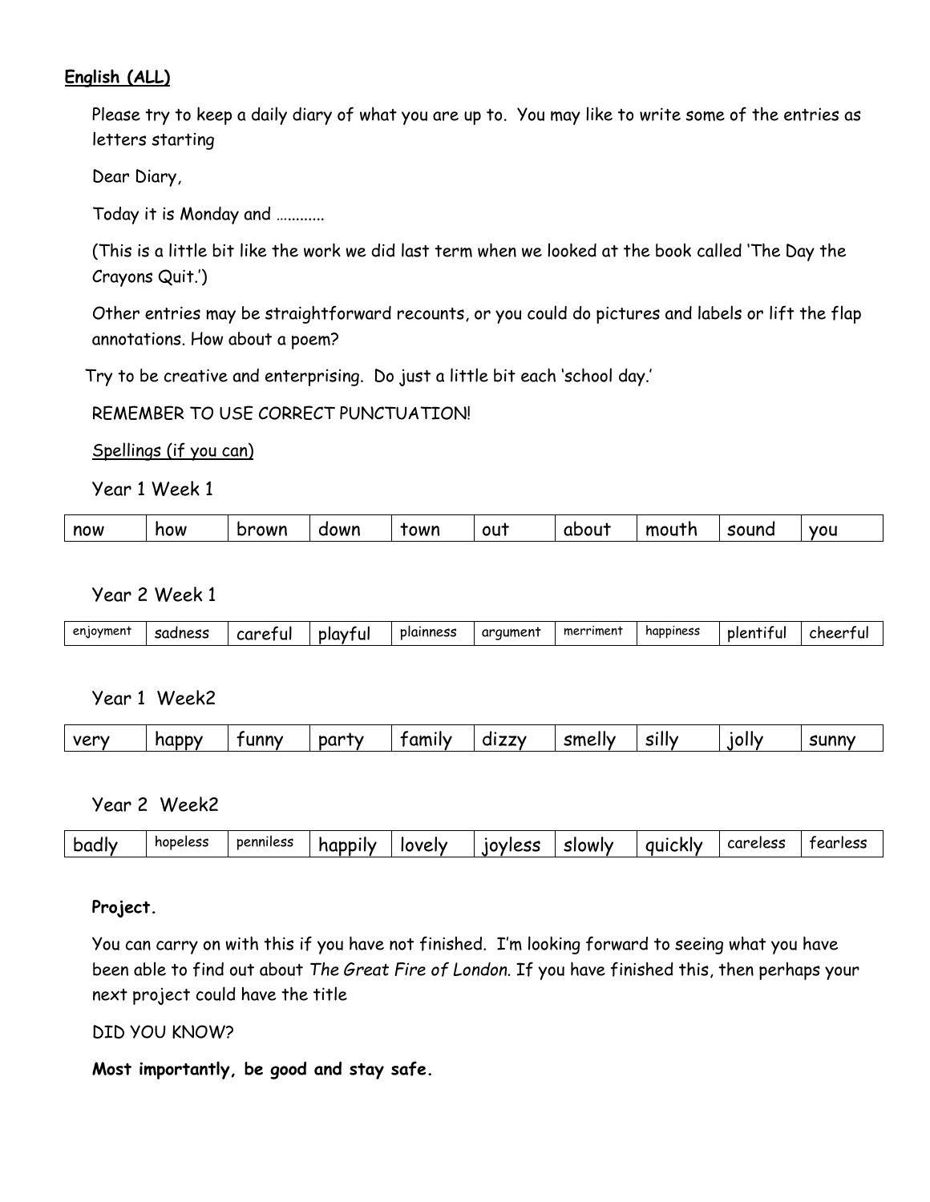**<u>English (ALL)</u>**

Please try to keep a daily diary of what you are up to. You may like to write some of the entries as letters starting

Dear Diary,

Today it is Monday and …………

(This is a little bit like the work we did last term when we looked at the book called 'The Day the Crayons Quit.')

Other entries may be straightforward recounts, or you could do pictures and labels or lift the flap annotations. How about a poem?

Try to be creative and enterprising. Do just a little bit each 'school day.'

REMEMBER TO USE CORRECT PUNCTUATION!

<u>Spellings (if you can)</u>

Year 1 Week 1

| | | | | | | | | | |
|---|---|---|---|---|---|---|---|---|---|
| now | how | brown | down | town | out | about | mouth | sound | you |

Year 2 Week 1

| | | | | | | | | | |
|---|---|---|---|---|---|---|---|---|---|
| enjoyment | sadness | careful | playful | plainness | argument | merriment | happiness | plentiful | cheerful |

Year 1 Week2

| | | | | | | | | | |
|---|---|---|---|---|---|---|---|---|---|
| very | happy | funny | party | family | dizzy | smelly | silly | jolly | sunny |

Year 2 Week2

| | | | | | | | | | |
|---|---|---|---|---|---|---|---|---|---|
| badly | hopeless | penniless | happily | lovely | joyless | slowly | quickly | careless | fearless |

**Project.**

You can carry on with this if you have not finished. I'm looking forward to seeing what you have been able to find out about *The Great Fire of London.* If you have finished this, then perhaps your next project could have the title

DID YOU KNOW?

**Most importantly, be good and stay safe.**